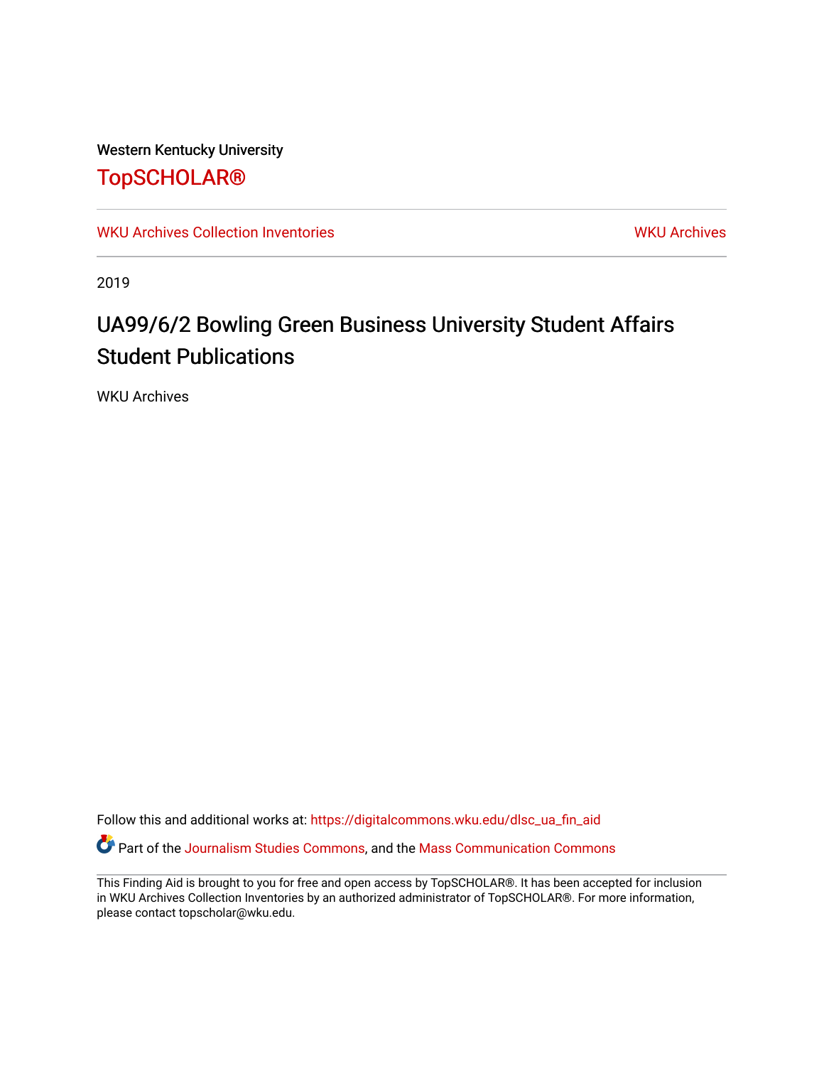Western Kentucky University

# TopSCHOLAR®

WKU Archives Collection Inventories | WKU Archives

2019

# UA99/6/2 Bowling Green Business University Student Affairs Student Publications

WKU Archives

Follow this and additional works at: https://digitalcommons.wku.edu/dlsc_ua_fin_aid

Part of the Journalism Studies Commons, and the Mass Communication Commons

This Finding Aid is brought to you for free and open access by TopSCHOLAR®. It has been accepted for inclusion in WKU Archives Collection Inventories by an authorized administrator of TopSCHOLAR®. For more information, please contact topscholar@wku.edu.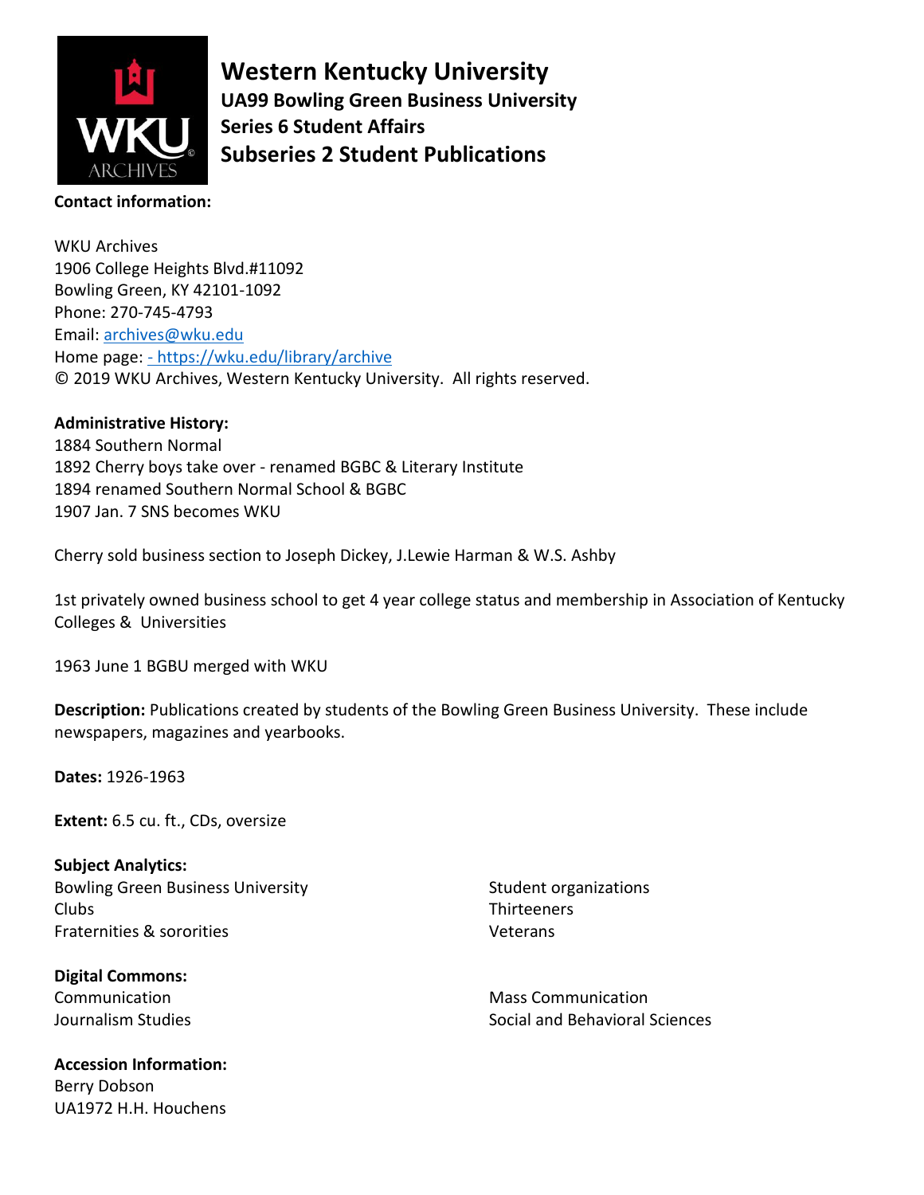# Western Kentucky University

## UA99 Bowling Green Business University

### Series 6 Student Affairs

### Subseries 2 Student Publications

**Contact information:**

WKU Archives
1906 College Heights Blvd.#11092
Bowling Green, KY 42101-1092
Phone: 270-745-4793
Email: archives@wku.edu
Home page: - https://wku.edu/library/archive
© 2019 WKU Archives, Western Kentucky University. All rights reserved.

**Administrative History:**
1884 Southern Normal
1892 Cherry boys take over - renamed BGBC & Literary Institute
1894 renamed Southern Normal School & BGBC
1907 Jan. 7 SNS becomes WKU

Cherry sold business section to Joseph Dickey, J.Lewie Harman & W.S. Ashby

1st privately owned business school to get 4 year college status and membership in Association of Kentucky Colleges & Universities

1963 June 1 BGBU merged with WKU

**Description:** Publications created by students of the Bowling Green Business University. These include newspapers, magazines and yearbooks.

**Dates:** 1926-1963

**Extent:** 6.5 cu. ft., CDs, oversize

**Subject Analytics:**
Bowling Green Business University
Clubs
Fraternities & sororities
Student organizations
Thirteeners
Veterans

**Digital Commons:**
Communication
Journalism Studies
Mass Communication
Social and Behavioral Sciences

**Accession Information:**
Berry Dobson
UA1972 H.H. Houchens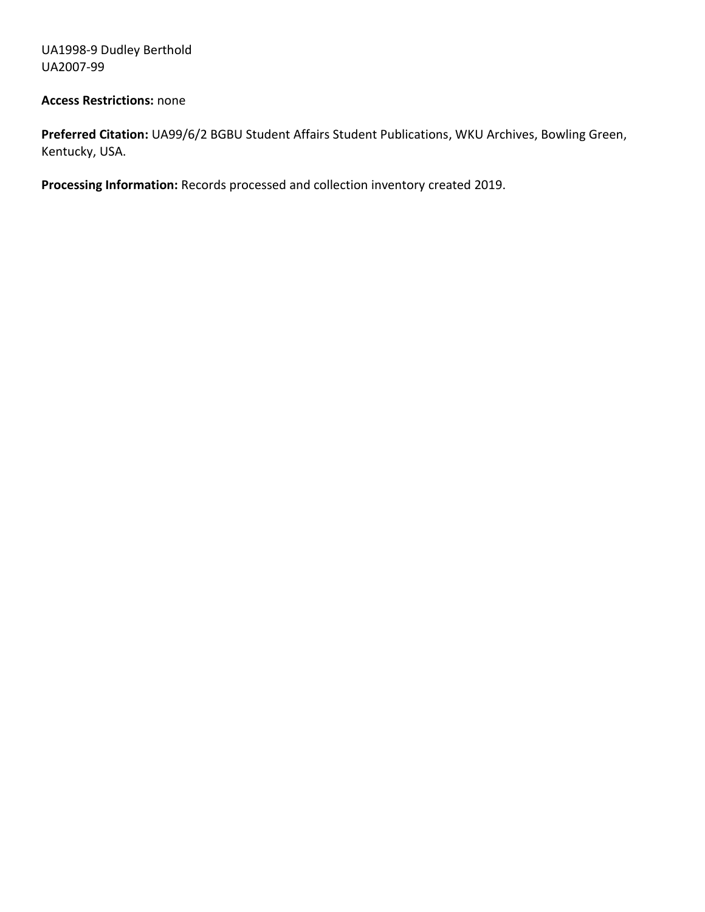UA1998-9 Dudley Berthold
UA2007-99

**Access Restrictions:** none

**Preferred Citation:** UA99/6/2 BGBU Student Affairs Student Publications, WKU Archives, Bowling Green, Kentucky, USA.

**Processing Information:** Records processed and collection inventory created 2019.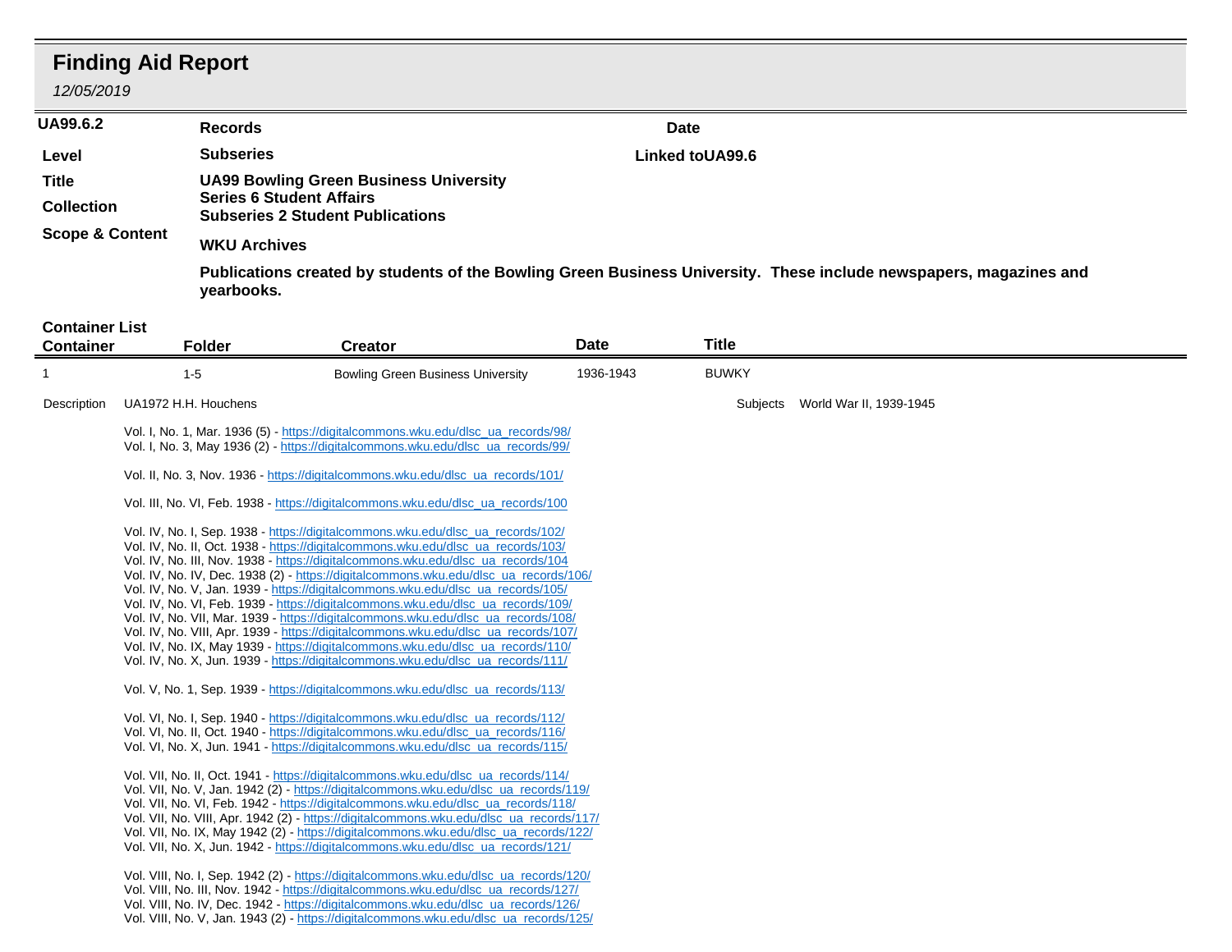# Finding Aid Report

*12/05/2019*

| **UA99.6.2** | **Records** | **Date** |
|---|---|---|
| **Level** | **Subseries** | **Linked toUA99.6** |
| **Title** | **UA99 Bowling Green Business University** | |
| **Collection** | **Series 6 Student Affairs**<br>**Subseries 2 Student Publications** | |
| **Scope & Content** | **WKU Archives** | |
| | **Publications created by students of the Bowling Green Business University. These include newspapers, magazines and yearbooks.** | |

## Container List

| Container | Folder | Creator | Date | Title |
|---|---|---|---|---|
| 1 | 1-5 | Bowling Green Business University | 1936-1943 | BUWKY |

Description UA1972 H.H. Houchens

Subjects World War II, 1939-1945

Vol. I, No. 1, Mar. 1936 (5) - https://digitalcommons.wku.edu/dlsc_ua_records/98/
Vol. I, No. 3, May 1936 (2) - https://digitalcommons.wku.edu/dlsc_ua_records/99/

Vol. II, No. 3, Nov. 1936 - https://digitalcommons.wku.edu/dlsc_ua_records/101/

Vol. III, No. VI, Feb. 1938 - https://digitalcommons.wku.edu/dlsc_ua_records/100

Vol. IV, No. I, Sep. 1938 - https://digitalcommons.wku.edu/dlsc_ua_records/102/
Vol. IV, No. II, Oct. 1938 - https://digitalcommons.wku.edu/dlsc_ua_records/103/
Vol. IV, No. III, Nov. 1938 - https://digitalcommons.wku.edu/dlsc_ua_records/104
Vol. IV, No. IV, Dec. 1938 (2) - https://digitalcommons.wku.edu/dlsc_ua_records/106/
Vol. IV, No. V, Jan. 1939 - https://digitalcommons.wku.edu/dlsc_ua_records/105/
Vol. IV, No. VI, Feb. 1939 - https://digitalcommons.wku.edu/dlsc_ua_records/109/
Vol. IV, No. VII, Mar. 1939 - https://digitalcommons.wku.edu/dlsc_ua_records/108/
Vol. IV, No. VIII, Apr. 1939 - https://digitalcommons.wku.edu/dlsc_ua_records/107/
Vol. IV, No. IX, May 1939 - https://digitalcommons.wku.edu/dlsc_ua_records/110/
Vol. IV, No. X, Jun. 1939 - https://digitalcommons.wku.edu/dlsc_ua_records/111/

Vol. V, No. 1, Sep. 1939 - https://digitalcommons.wku.edu/dlsc_ua_records/113/

Vol. VI, No. I, Sep. 1940 - https://digitalcommons.wku.edu/dlsc_ua_records/112/
Vol. VI, No. II, Oct. 1940 - https://digitalcommons.wku.edu/dlsc_ua_records/116/
Vol. VI, No. X, Jun. 1941 - https://digitalcommons.wku.edu/dlsc_ua_records/115/

Vol. VII, No. II, Oct. 1941 - https://digitalcommons.wku.edu/dlsc_ua_records/114/
Vol. VII, No. V, Jan. 1942 (2) - https://digitalcommons.wku.edu/dlsc_ua_records/119/
Vol. VII, No. VI, Feb. 1942 - https://digitalcommons.wku.edu/dlsc_ua_records/118/
Vol. VII, No. VIII, Apr. 1942 (2) - https://digitalcommons.wku.edu/dlsc_ua_records/117/
Vol. VII, No. IX, May 1942 (2) - https://digitalcommons.wku.edu/dlsc_ua_records/122/
Vol. VII, No. X, Jun. 1942 - https://digitalcommons.wku.edu/dlsc_ua_records/121/

Vol. VIII, No. I, Sep. 1942 (2) - https://digitalcommons.wku.edu/dlsc_ua_records/120/
Vol. VIII, No. III, Nov. 1942 - https://digitalcommons.wku.edu/dlsc_ua_records/127/
Vol. VIII, No. IV, Dec. 1942 - https://digitalcommons.wku.edu/dlsc_ua_records/126/
Vol. VIII, No. V, Jan. 1943 (2) - https://digitalcommons.wku.edu/dlsc_ua_records/125/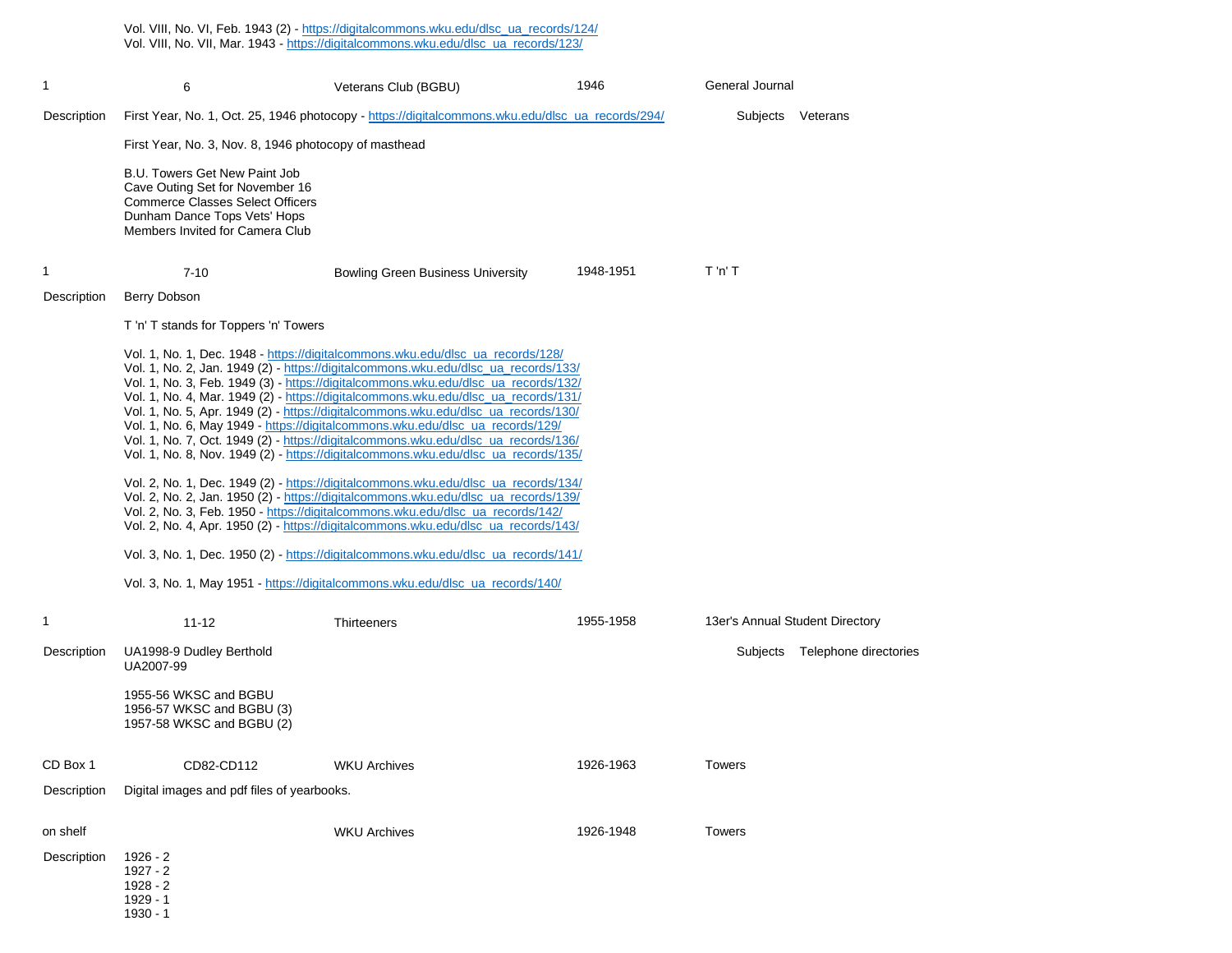Vol. VIII, No. VI, Feb. 1943 (2) - https://digitalcommons.wku.edu/dlsc_ua_records/124/
Vol. VIII, No. VII, Mar. 1943 - https://digitalcommons.wku.edu/dlsc_ua_records/123/

| 1 | 6 | Veterans Club (BGBU) | 1946 | General Journal |
|---|---|---|---|---|

Description

First Year, No. 1, Oct. 25, 1946 photocopy - https://digitalcommons.wku.edu/dlsc_ua_records/294/

Subjects: Veterans

First Year, No. 3, Nov. 8, 1946 photocopy of masthead

B.U. Towers Get New Paint Job
Cave Outing Set for November 16
Commerce Classes Select Officers
Dunham Dance Tops Vets' Hops
Members Invited for Camera Club

| 1 | 7-10 | Bowling Green Business University | 1948-1951 | T 'n' T |
|---|---|---|---|---|

Description

Berry Dobson

T 'n' T stands for Toppers 'n' Towers

Vol. 1, No. 1, Dec. 1948 - https://digitalcommons.wku.edu/dlsc_ua_records/128/
Vol. 1, No. 2, Jan. 1949 (2) - https://digitalcommons.wku.edu/dlsc_ua_records/133/
Vol. 1, No. 3, Feb. 1949 (3) - https://digitalcommons.wku.edu/dlsc_ua_records/132/
Vol. 1, No. 4, Mar. 1949 (2) - https://digitalcommons.wku.edu/dlsc_ua_records/131/
Vol. 1, No. 5, Apr. 1949 (2) - https://digitalcommons.wku.edu/dlsc_ua_records/130/
Vol. 1, No. 6, May 1949 - https://digitalcommons.wku.edu/dlsc_ua_records/129/
Vol. 1, No. 7, Oct. 1949 (2) - https://digitalcommons.wku.edu/dlsc_ua_records/136/
Vol. 1, No. 8, Nov. 1949 (2) - https://digitalcommons.wku.edu/dlsc_ua_records/135/

Vol. 2, No. 1, Dec. 1949 (2) - https://digitalcommons.wku.edu/dlsc_ua_records/134/
Vol. 2, No. 2, Jan. 1950 (2) - https://digitalcommons.wku.edu/dlsc_ua_records/139/
Vol. 2, No. 3, Feb. 1950 - https://digitalcommons.wku.edu/dlsc_ua_records/142/
Vol. 2, No. 4, Apr. 1950 (2) - https://digitalcommons.wku.edu/dlsc_ua_records/143/

Vol. 3, No. 1, Dec. 1950 (2) - https://digitalcommons.wku.edu/dlsc_ua_records/141/

Vol. 3, No. 1, May 1951 - https://digitalcommons.wku.edu/dlsc_ua_records/140/

| 1 | 11-12 | Thirteeners | 1955-1958 | 13er's Annual Student Directory |
|---|---|---|---|---|

Description

UA1998-9 Dudley Berthold
UA2007-99

Subjects: Telephone directories

1955-56 WKSC and BGBU
1956-57 WKSC and BGBU (3)
1957-58 WKSC and BGBU (2)

| CD Box 1 | CD82-CD112 | WKU Archives | 1926-1963 | Towers |
|---|---|---|---|---|

Description

Digital images and pdf files of yearbooks.

| on shelf | | WKU Archives | 1926-1948 | Towers |
|---|---|---|---|---|

Description

1926 - 2
1927 - 2
1928 - 2
1929 - 1
1930 - 1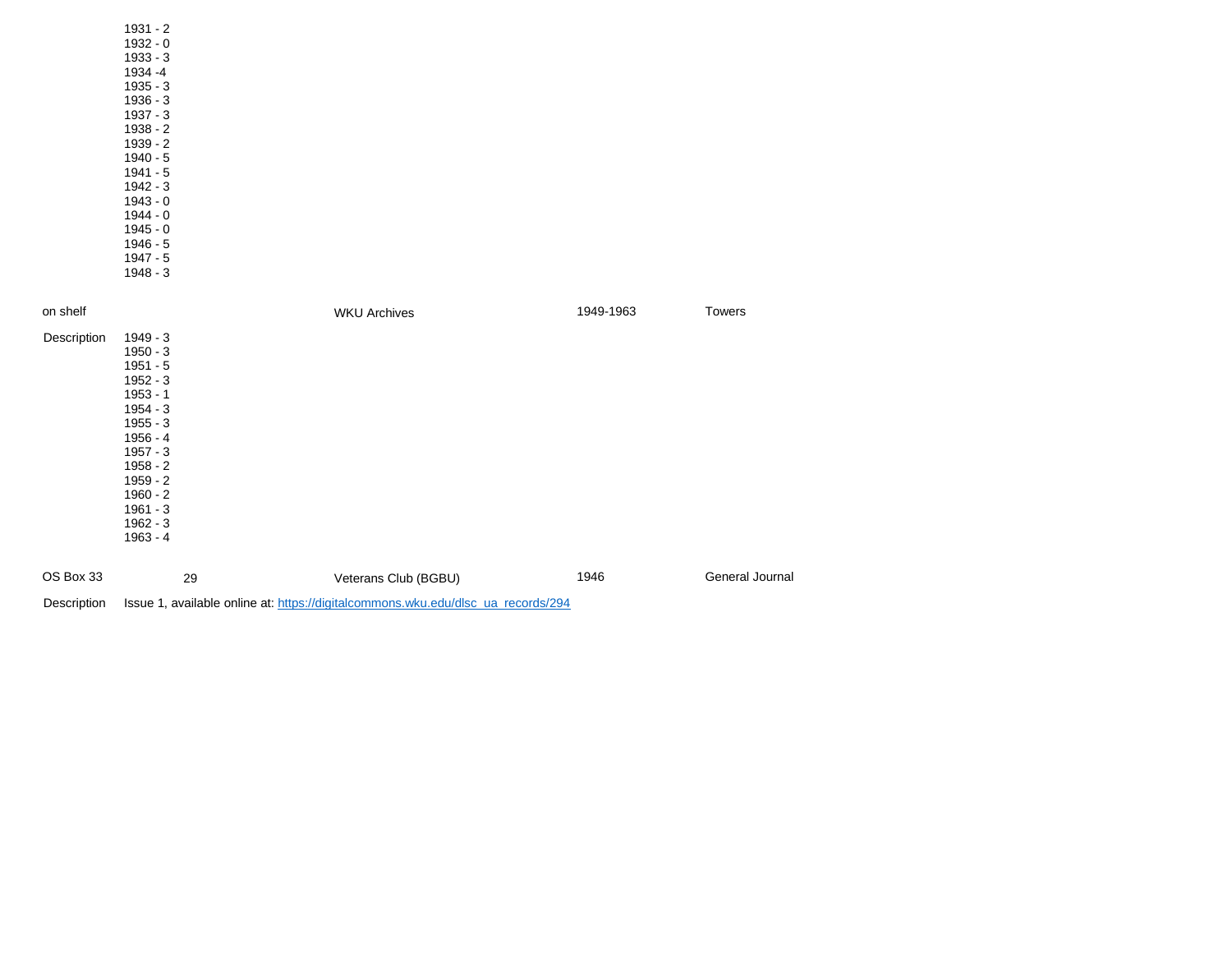1931 - 2
1932 - 0
1933 - 3
1934 -4
1935 - 3
1936 - 3
1937 - 3
1938 - 2
1939 - 2
1940 - 5
1941 - 5
1942 - 3
1943 - 0
1944 - 0
1945 - 0
1946 - 5
1947 - 5
1948 - 3

| | | | | |
|---|---|---|---|---|
| on shelf | | WKU Archives | 1949-1963 | Towers |

Description
1949 - 3
1950 - 3
1951 - 5
1952 - 3
1953 - 1
1954 - 3
1955 - 3
1956 - 4
1957 - 3
1958 - 2
1959 - 2
1960 - 2
1961 - 3
1962 - 3
1963 - 4

| | | | | |
|---|---|---|---|---|
| OS Box 33 | 29 | Veterans Club (BGBU) | 1946 | General Journal |

Description Issue 1, available online at: https://digitalcommons.wku.edu/dlsc_ua_records/294